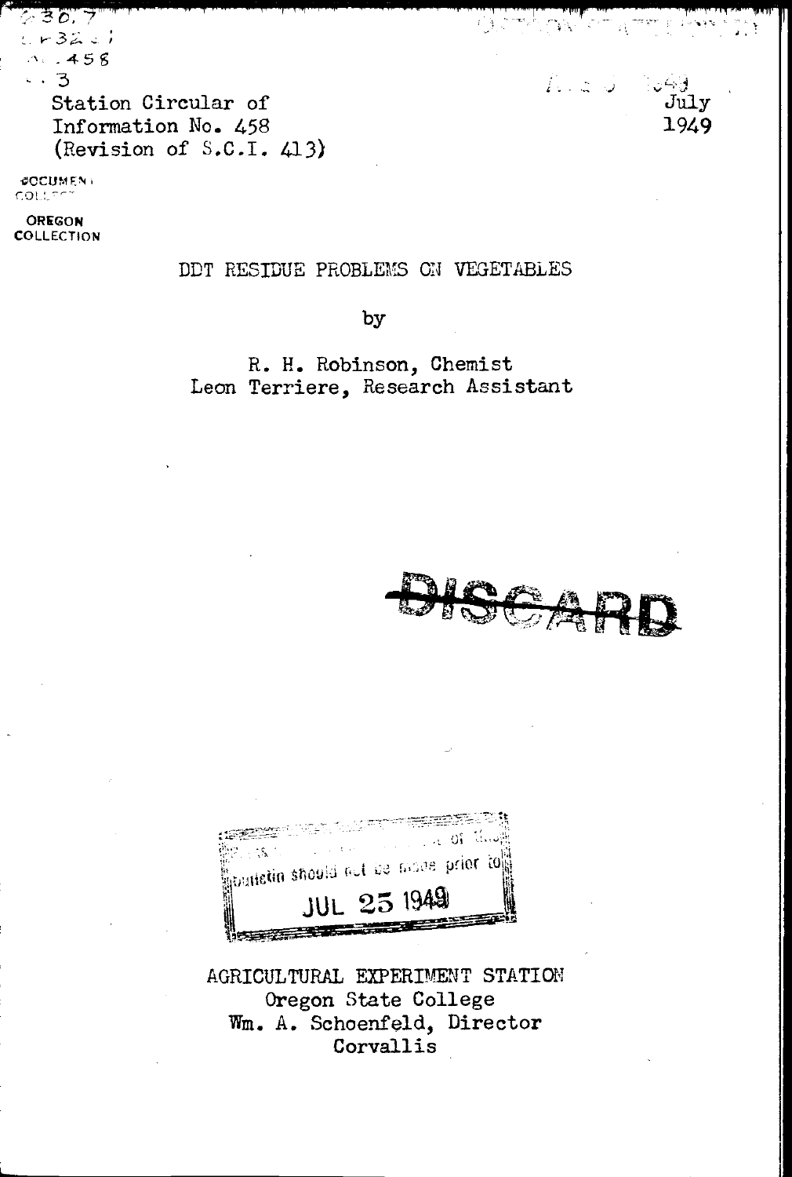Station Circular of Information No. 458
(Revision of S.C.I. 413)

July 1949

# DDT RESIDUE PROBLEMS ON VEGETABLES

by

R. H. Robinson, Chemist
Leon Terriere, Research Assistant

AGRICULTURAL EXPERIMENT STATION
Oregon State College
Wm. A. Schoenfeld, Director
Corvallis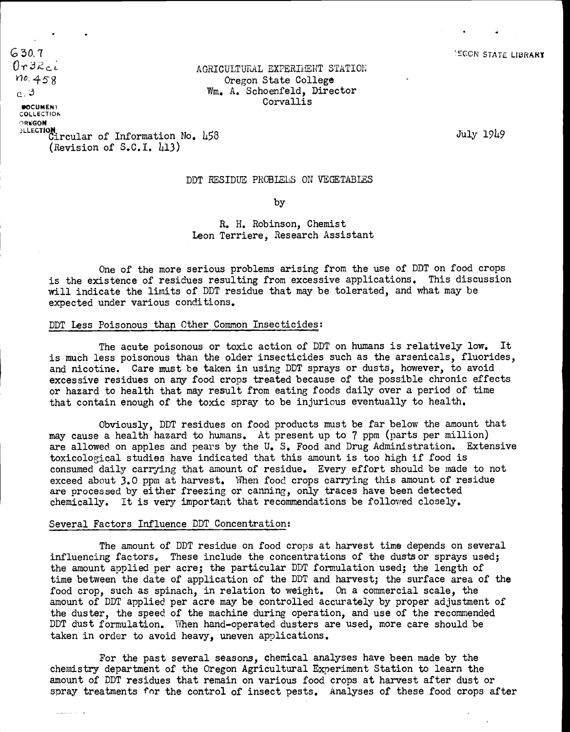630.7
Or32ci
no.458
c.3

DOCUMENT COLLECTION OREGON COLLECTION

OREGON STATE LIBRARY

AGRICULTURAL EXPERIMENT STATION
Oregon State College
Wm. A. Schoenfeld, Director
Corvallis

Circular of Information No. 458
(Revision of S.C.I. 413)

July 1949

# DDT RESIDUE PROBLEMS ON VEGETABLES

by

R. H. Robinson, Chemist
Leon Terriere, Research Assistant

One of the more serious problems arising from the use of DDT on food crops is the existence of residues resulting from excessive applications. This discussion will indicate the limits of DDT residue that may be tolerated, and what may be expected under various conditions.

## DDT Less Poisonous than Other Common Insecticides:

The acute poisonous or toxic action of DDT on humans is relatively low. It is much less poisonous than the older insecticides such as the arsenicals, fluorides, and nicotine. Care must be taken in using DDT sprays or dusts, however, to avoid excessive residues on any food crops treated because of the possible chronic effects or hazard to health that may result from eating foods daily over a period of time that contain enough of the toxic spray to be injurious eventually to health.

Obviously, DDT residues on food products must be far below the amount that may cause a health hazard to humans. At present up to 7 ppm (parts per million) are allowed on apples and pears by the U. S. Food and Drug Administration. Extensive toxicological studies have indicated that this amount is too high if food is consumed daily carrying that amount of residue. Every effort should be made to not exceed about 3.0 ppm at harvest. When food crops carrying this amount of residue are processed by either freezing or canning, only traces have been detected chemically. It is very important that recommendations be followed closely.

## Several Factors Influence DDT Concentration:

The amount of DDT residue on food crops at harvest time depends on several influencing factors. These include the concentrations of the dusts or sprays used; the amount applied per acre; the particular DDT formulation used; the length of time between the date of application of the DDT and harvest; the surface area of the food crop, such as spinach, in relation to weight. On a commercial scale, the amount of DDT applied per acre may be controlled accurately by proper adjustment of the duster, the speed of the machine during operation, and use of the recommended DDT dust formulation. When hand-operated dusters are used, more care should be taken in order to avoid heavy, uneven applications.

For the past several seasons, chemical analyses have been made by the chemistry department of the Oregon Agricultural Experiment Station to learn the amount of DDT residues that remain on various food crops at harvest after dust or spray treatments for the control of insect pests. Analyses of these food crops after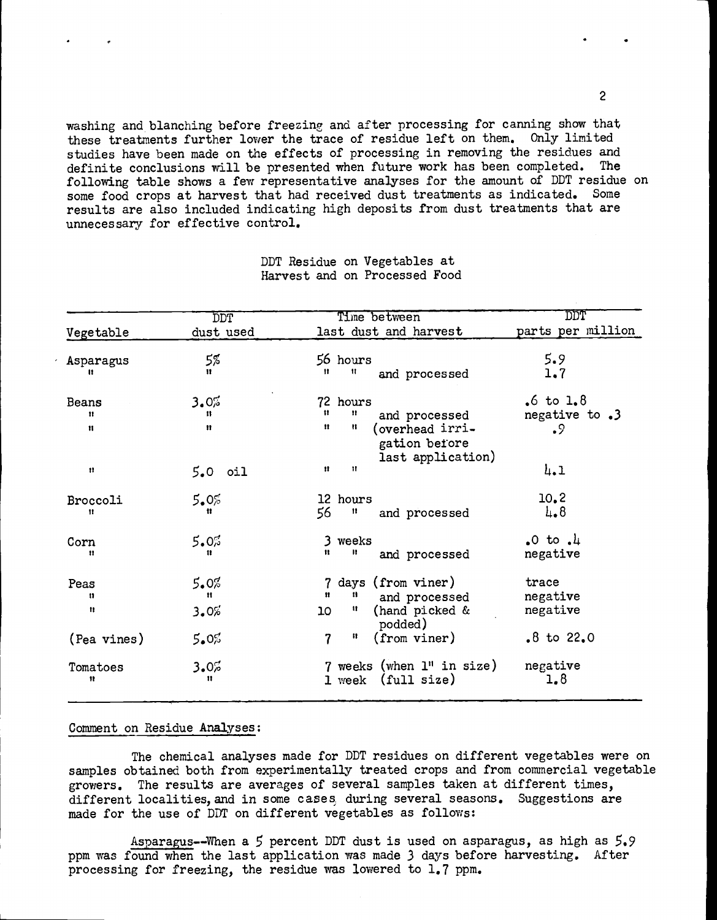washing and blanching before freezing and after processing for canning show that these treatments further lower the trace of residue left on them. Only limited studies have been made on the effects of processing in removing the residues and definite conclusions will be presented when future work has been completed. The following table shows a few representative analyses for the amount of DDT residue on some food crops at harvest that had received dust treatments as indicated. Some results are also included indicating high deposits from dust treatments that are unnecessary for effective control.

DDT Residue on Vegetables at Harvest and on Processed Food

| Vegetable | DDT dust used | Time between last dust and harvest | DDT parts per million |
|---|---|---|---|
| Asparagus | 5% | 56 hours | 5.9 |
| " | " | " " and processed | 1.7 |
| Beans | 3.0% | 72 hours | .6 to 1.8 |
| " | " | " " and processed | negative to .3 |
| " | " | " " (overhead irrigation before last application) | .9 |
| " | 5.0 oil | " " | 4.1 |
| Broccoli | 5.0% | 12 hours | 10.2 |
| " | " | 56 " and processed | 4.8 |
| Corn | 5.0% | 3 weeks | .0 to .4 |
| " | " | " " and processed | negative |
| Peas | 5.0% | 7 days (from viner) | trace |
| " | " | " " and processed | negative |
| " | 3.0% | 10 " (hand picked & podded) | negative |
| (Pea vines) | 5.0% | 7 " (from viner) | .8 to 22.0 |
| Tomatoes | 3.0% | 7 weeks (when 1" in size) | negative |
| " | " | 1 week (full size) | 1.8 |

Comment on Residue Analyses:

The chemical analyses made for DDT residues on different vegetables were on samples obtained both from experimentally treated crops and from commercial vegetable growers. The results are averages of several samples taken at different times, different localities, and in some cases during several seasons. Suggestions are made for the use of DDT on different vegetables as follows:

Asparagus--When a 5 percent DDT dust is used on asparagus, as high as 5.9 ppm was found when the last application was made 3 days before harvesting. After processing for freezing, the residue was lowered to 1.7 ppm.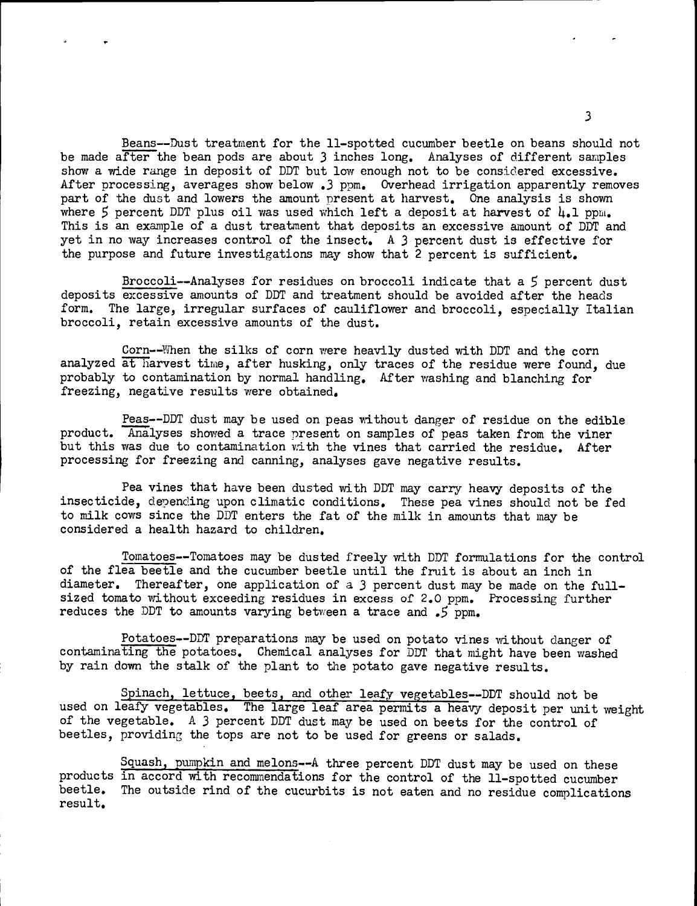Beans--Dust treatment for the 11-spotted cucumber beetle on beans should not be made after the bean pods are about 3 inches long. Analyses of different samples show a wide range in deposit of DDT but low enough not to be considered excessive. After processing, averages show below .3 ppm. Overhead irrigation apparently removes part of the dust and lowers the amount present at harvest. One analysis is shown where 5 percent DDT plus oil was used which left a deposit at harvest of 4.1 ppm. This is an example of a dust treatment that deposits an excessive amount of DDT and yet in no way increases control of the insect. A 3 percent dust is effective for the purpose and future investigations may show that 2 percent is sufficient.

Broccoli--Analyses for residues on broccoli indicate that a 5 percent dust deposits excessive amounts of DDT and treatment should be avoided after the heads form. The large, irregular surfaces of cauliflower and broccoli, especially Italian broccoli, retain excessive amounts of the dust.

Corn--When the silks of corn were heavily dusted with DDT and the corn analyzed at harvest time, after husking, only traces of the residue were found, due probably to contamination by normal handling. After washing and blanching for freezing, negative results were obtained.

Peas--DDT dust may be used on peas without danger of residue on the edible product. Analyses showed a trace present on samples of peas taken from the viner but this was due to contamination with the vines that carried the residue. After processing for freezing and canning, analyses gave negative results.

Pea vines that have been dusted with DDT may carry heavy deposits of the insecticide, depending upon climatic conditions. These pea vines should not be fed to milk cows since the DDT enters the fat of the milk in amounts that may be considered a health hazard to children.

Tomatoes--Tomatoes may be dusted freely with DDT formulations for the control of the flea beetle and the cucumber beetle until the fruit is about an inch in diameter. Thereafter, one application of a 3 percent dust may be made on the full-sized tomato without exceeding residues in excess of 2.0 ppm. Processing further reduces the DDT to amounts varying between a trace and .5 ppm.

Potatoes--DDT preparations may be used on potato vines without danger of contaminating the potatoes. Chemical analyses for DDT that might have been washed by rain down the stalk of the plant to the potato gave negative results.

Spinach, lettuce, beets, and other leafy vegetables--DDT should not be used on leafy vegetables. The large leaf area permits a heavy deposit per unit weight of the vegetable. A 3 percent DDT dust may be used on beets for the control of beetles, providing the tops are not to be used for greens or salads.

Squash, pumpkin and melons--A three percent DDT dust may be used on these products in accord with recommendations for the control of the 11-spotted cucumber beetle. The outside rind of the cucurbits is not eaten and no residue complications result.